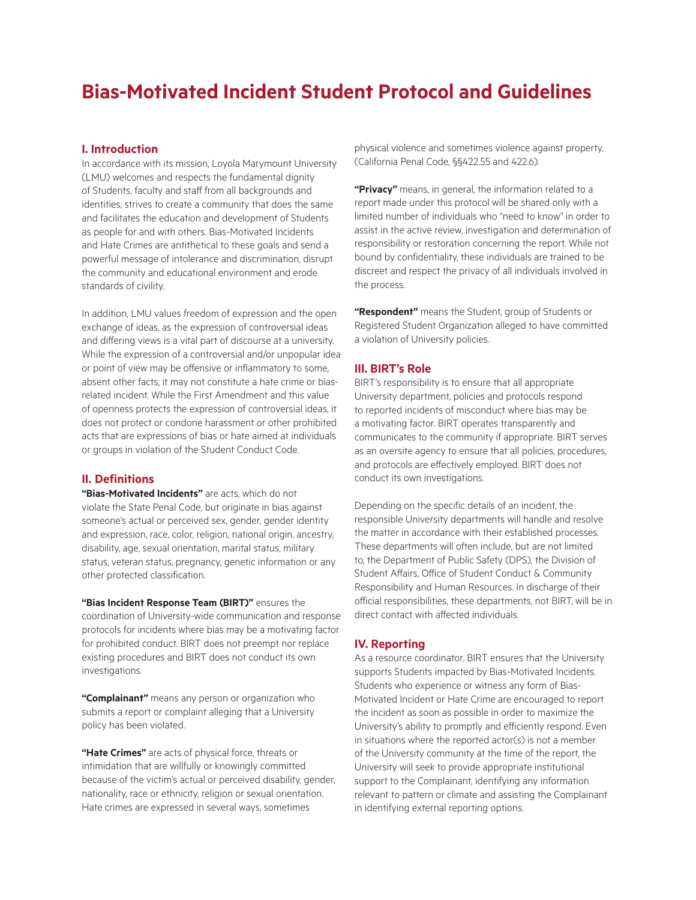# Bias-Motivated Incident Student Protocol and Guidelines

## I. Introduction

In accordance with its mission, Loyola Marymount University (LMU) welcomes and respects the fundamental dignity of Students, faculty and staff from all backgrounds and identities, strives to create a community that does the same and facilitates the education and development of Students as people for and with others. Bias-Motivated Incidents and Hate Crimes are antithetical to these goals and send a powerful message of intolerance and discrimination, disrupt the community and educational environment and erode standards of civility.

In addition, LMU values freedom of expression and the open exchange of ideas, as the expression of controversial ideas and differing views is a vital part of discourse at a university. While the expression of a controversial and/or unpopular idea or point of view may be offensive or inflammatory to some, absent other facts, it may not constitute a hate crime or bias-related incident. While the First Amendment and this value of openness protects the expression of controversial ideas, it does not protect or condone harassment or other prohibited acts that are expressions of bias or hate aimed at individuals or groups in violation of the Student Conduct Code.

## II. Definitions

**"Bias-Motivated Incidents"** are acts, which do not violate the State Penal Code, but originate in bias against someone's actual or perceived sex, gender, gender identity and expression, race, color, religion, national origin, ancestry, disability, age, sexual orientation, marital status, military status, veteran status, pregnancy, genetic information or any other protected classification.

**"Bias Incident Response Team (BIRT)"** ensures the coordination of University-wide communication and response protocols for incidents where bias may be a motivating factor for prohibited conduct. BIRT does not preempt nor replace existing procedures and BIRT does not conduct its own investigations.

**"Complainant"** means any person or organization who submits a report or complaint alleging that a University policy has been violated.

**"Hate Crimes"** are acts of physical force, threats or intimidation that are willfully or knowingly committed because of the victim's actual or perceived disability, gender, nationality, race or ethnicity, religion or sexual orientation. Hate crimes are expressed in several ways, sometimes physical violence and sometimes violence against property. (California Penal Code, §§422.55 and 422.6).

**"Privacy"** means, in general, the information related to a report made under this protocol will be shared only with a limited number of individuals who "need to know" in order to assist in the active review, investigation and determination of responsibility or restoration concerning the report. While not bound by confidentiality, these individuals are trained to be discreet and respect the privacy of all individuals involved in the process.

**"Respondent"** means the Student, group of Students or Registered Student Organization alleged to have committed a violation of University policies.

## III. BIRT's Role

BIRT's responsibility is to ensure that all appropriate University department, policies and protocols respond to reported incidents of misconduct where bias may be a motivating factor. BIRT operates transparently and communicates to the community if appropriate. BIRT serves as an oversite agency to ensure that all policies, procedures, and protocols are effectively employed. BIRT does not conduct its own investigations.

Depending on the specific details of an incident, the responsible University departments will handle and resolve the matter in accordance with their established processes. These departments will often include, but are not limited to, the Department of Public Safety (DPS), the Division of Student Affairs, Office of Student Conduct & Community Responsibility and Human Resources. In discharge of their official responsibilities, these departments, not BIRT, will be in direct contact with affected individuals.

## IV. Reporting

As a resource coordinator, BIRT ensures that the University supports Students impacted by Bias-Motivated Incidents. Students who experience or witness any form of Bias-Motivated Incident or Hate Crime are encouraged to report the incident as soon as possible in order to maximize the University's ability to promptly and efficiently respond. Even in situations where the reported actor(s) is not a member of the University community at the time of the report, the University will seek to provide appropriate institutional support to the Complainant, identifying any information relevant to pattern or climate and assisting the Complainant in identifying external reporting options.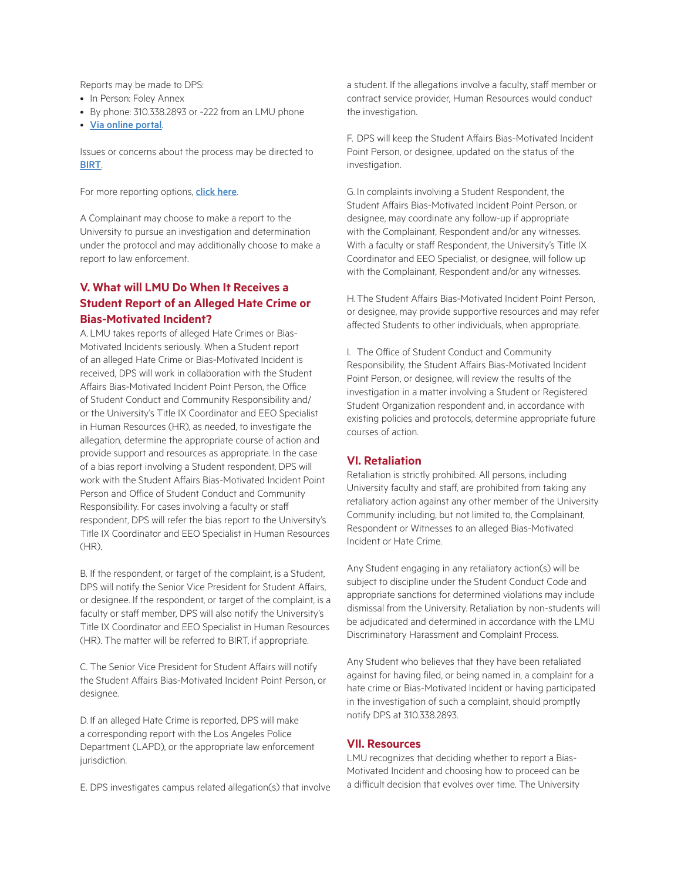Reports may be made to DPS:

- In Person: Foley Annex
- By phone: 310.338.2893 or -222 from an LMU phone
- [Via online portal](#).

Issues or concerns about the process may be directed to [BIRT](#).

For more reporting options, [click here](#).

A Complainant may choose to make a report to the University to pursue an investigation and determination under the protocol and may additionally choose to make a report to law enforcement.

## V. What will LMU Do When It Receives a Student Report of an Alleged Hate Crime or Bias-Motivated Incident?

A. LMU takes reports of alleged Hate Crimes or Bias-Motivated Incidents seriously. When a Student report of an alleged Hate Crime or Bias-Motivated Incident is received, DPS will work in collaboration with the Student Affairs Bias-Motivated Incident Point Person, the Office of Student Conduct and Community Responsibility and/or the University's Title IX Coordinator and EEO Specialist in Human Resources (HR), as needed, to investigate the allegation, determine the appropriate course of action and provide support and resources as appropriate. In the case of a bias report involving a Student respondent, DPS will work with the Student Affairs Bias-Motivated Incident Point Person and Office of Student Conduct and Community Responsibility. For cases involving a faculty or staff respondent, DPS will refer the bias report to the University's Title IX Coordinator and EEO Specialist in Human Resources (HR).

B. If the respondent, or target of the complaint, is a Student, DPS will notify the Senior Vice President for Student Affairs, or designee. If the respondent, or target of the complaint, is a faculty or staff member, DPS will also notify the University's Title IX Coordinator and EEO Specialist in Human Resources (HR). The matter will be referred to BIRT, if appropriate.

C. The Senior Vice President for Student Affairs will notify the Student Affairs Bias-Motivated Incident Point Person, or designee.

D. If an alleged Hate Crime is reported, DPS will make a corresponding report with the Los Angeles Police Department (LAPD), or the appropriate law enforcement jurisdiction.

E. DPS investigates campus related allegation(s) that involve a student. If the allegations involve a faculty, staff member or contract service provider, Human Resources would conduct the investigation.

F. DPS will keep the Student Affairs Bias-Motivated Incident Point Person, or designee, updated on the status of the investigation.

G. In complaints involving a Student Respondent, the Student Affairs Bias-Motivated Incident Point Person, or designee, may coordinate any follow-up if appropriate with the Complainant, Respondent and/or any witnesses. With a faculty or staff Respondent, the University's Title IX Coordinator and EEO Specialist, or designee, will follow up with the Complainant, Respondent and/or any witnesses.

H. The Student Affairs Bias-Motivated Incident Point Person, or designee, may provide supportive resources and may refer affected Students to other individuals, when appropriate.

I. The Office of Student Conduct and Community Responsibility, the Student Affairs Bias-Motivated Incident Point Person, or designee, will review the results of the investigation in a matter involving a Student or Registered Student Organization respondent and, in accordance with existing policies and protocols, determine appropriate future courses of action.

## VI. Retaliation

Retaliation is strictly prohibited. All persons, including University faculty and staff, are prohibited from taking any retaliatory action against any other member of the University Community including, but not limited to, the Complainant, Respondent or Witnesses to an alleged Bias-Motivated Incident or Hate Crime.

Any Student engaging in any retaliatory action(s) will be subject to discipline under the Student Conduct Code and appropriate sanctions for determined violations may include dismissal from the University. Retaliation by non-students will be adjudicated and determined in accordance with the LMU Discriminatory Harassment and Complaint Process.

Any Student who believes that they have been retaliated against for having filed, or being named in, a complaint for a hate crime or Bias-Motivated Incident or having participated in the investigation of such a complaint, should promptly notify DPS at 310.338.2893.

## VII. Resources

LMU recognizes that deciding whether to report a Bias-Motivated Incident and choosing how to proceed can be a difficult decision that evolves over time. The University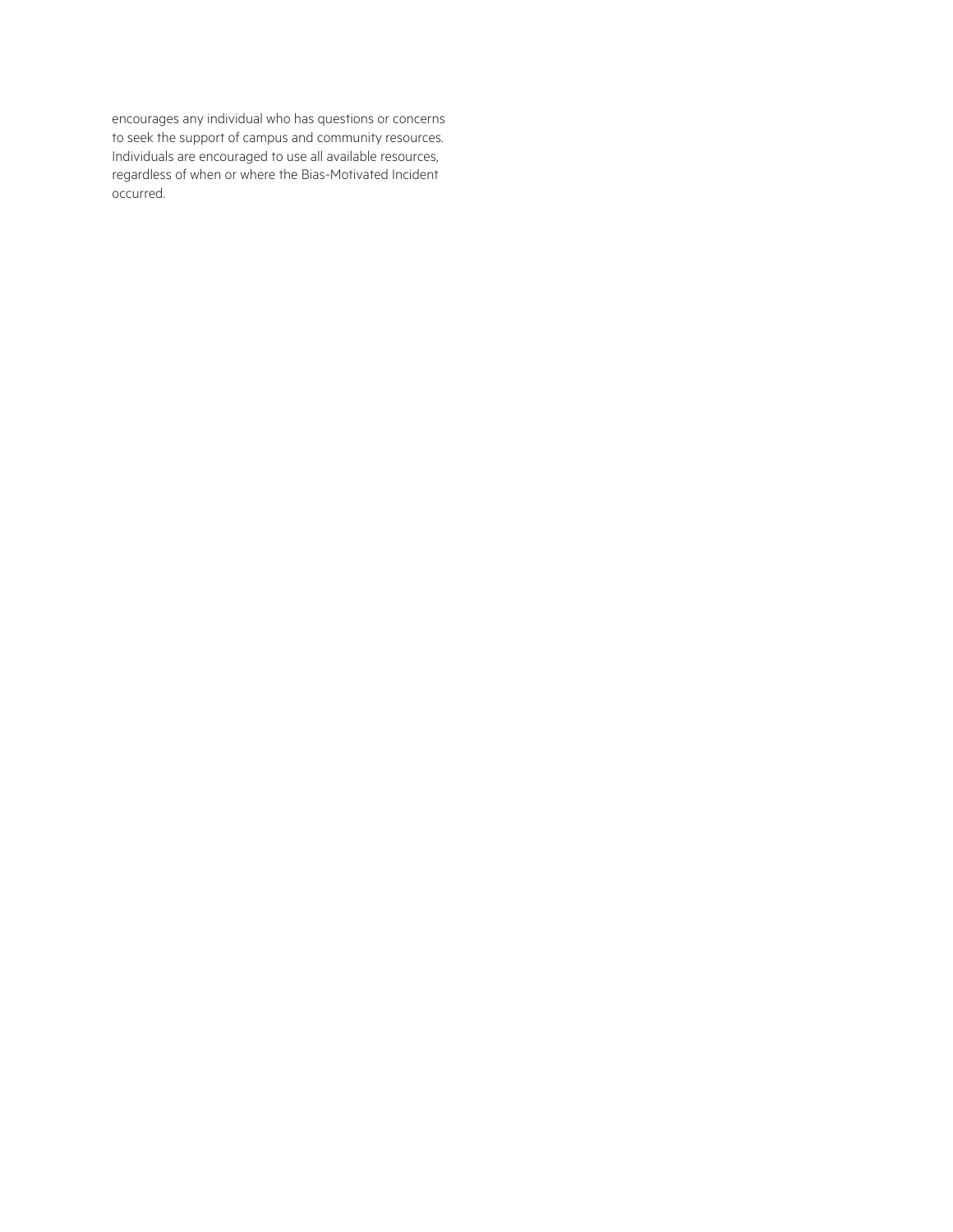encourages any individual who has questions or concerns to seek the support of campus and community resources. Individuals are encouraged to use all available resources, regardless of when or where the Bias-Motivated Incident occurred.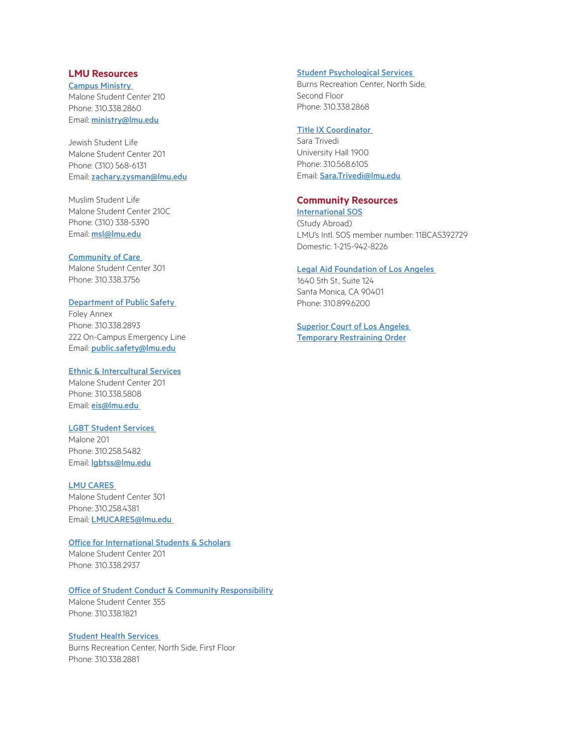## LMU Resources

**Campus Ministry**
Malone Student Center 210
Phone: 310.338.2860
Email: ministry@lmu.edu

Jewish Student Life
Malone Student Center 201
Phone: (310) 568-6131
Email: zachary.zysman@lmu.edu

Muslim Student Life
Malone Student Center 210C
Phone: (310) 338-5390
Email: msl@lmu.edu

**Community of Care**
Malone Student Center 301
Phone: 310.338.3756

**Department of Public Safety**
Foley Annex
Phone: 310.338.2893
222 On-Campus Emergency Line
Email: public.safety@lmu.edu

**Ethnic & Intercultural Services**
Malone Student Center 201
Phone: 310.338.5808
Email: eis@lmu.edu

**LGBT Student Services**
Malone 201
Phone: 310.258.5482
Email: lgbtss@lmu.edu

**LMU CARES**
Malone Student Center 301
Phone: 310.258.4381
Email: LMUCARES@lmu.edu

**Office for International Students & Scholars**
Malone Student Center 201
Phone: 310.338.2937

**Office of Student Conduct & Community Responsibility**
Malone Student Center 355
Phone: 310.338.1821

**Student Health Services**
Burns Recreation Center, North Side, First Floor
Phone: 310.338.2881

**Student Psychological Services**
Burns Recreation Center, North Side,
Second Floor
Phone: 310.338.2868

**Title IX Coordinator**
Sara Trivedi
University Hall 1900
Phone: 310.568.6105
Email: Sara.Trivedi@lmu.edu

## Community Resources

**International SOS**
(Study Abroad)
LMU's Intl. SOS member number: 11BCAS392729
Domestic: 1-215-942-8226

**Legal Aid Foundation of Los Angeles**
1640 5th St., Suite 124
Santa Monica, CA 90401
Phone: 310.899.6200

**Superior Court of Los Angeles**
**Temporary Restraining Order**